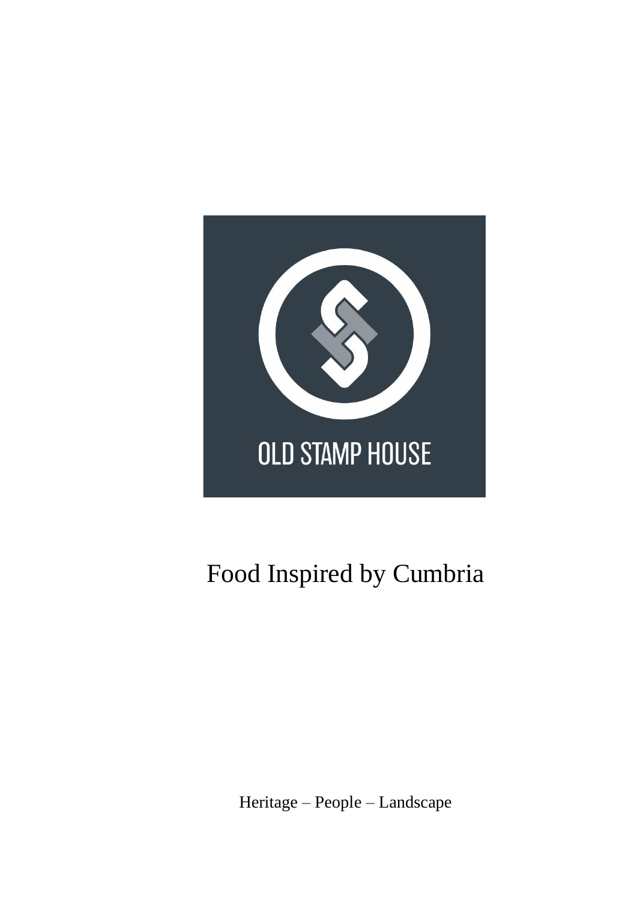OLD STAMP HOUSE

# Food Inspired by Cumbria

Heritage – People – Landscape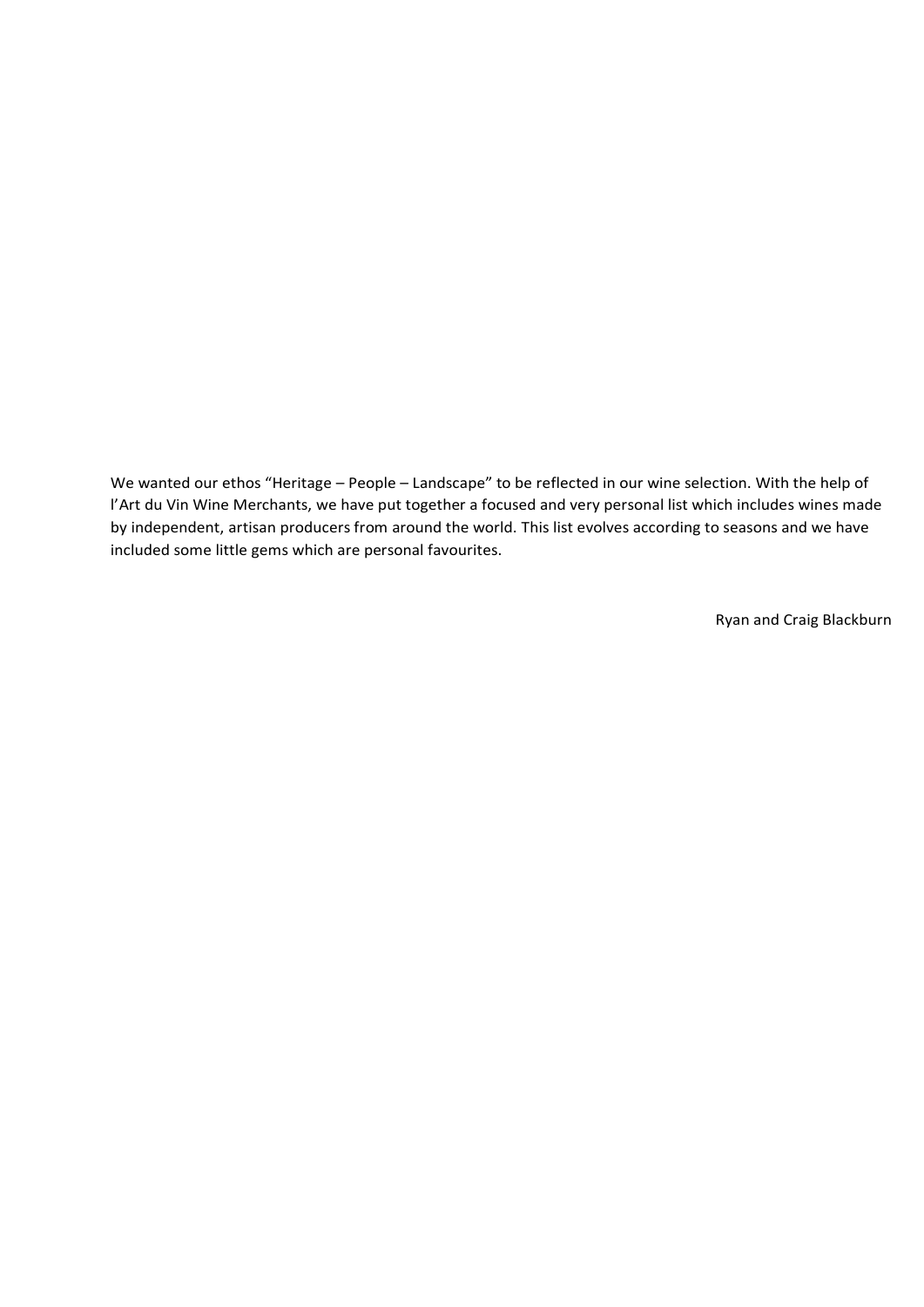We wanted our ethos “Heritage – People – Landscape” to be reflected in our wine selection. With the help of l’Art du Vin Wine Merchants, we have put together a focused and very personal list which includes wines made by independent, artisan producers from around the world. This list evolves according to seasons and we have included some little gems which are personal favourites.

Ryan and Craig Blackburn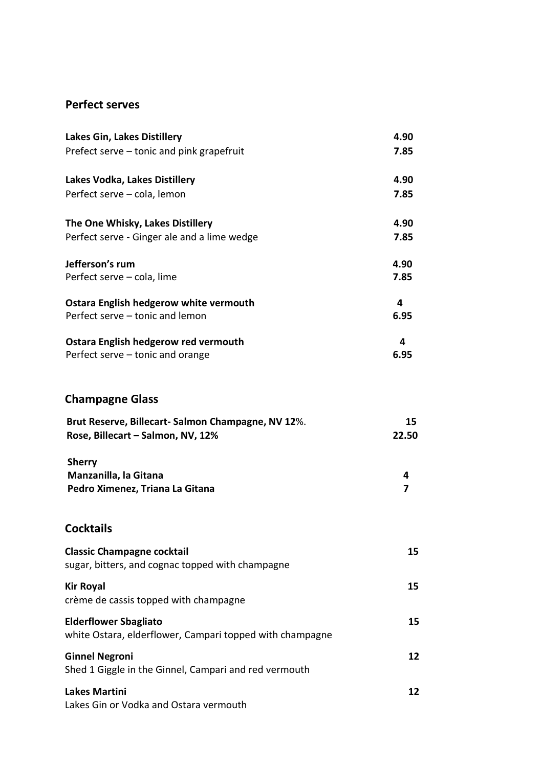## Perfect serves

| | |
|---|---|
| **Lakes Gin, Lakes Distillery** | **4.90** |
| Prefect serve – tonic and pink grapefruit | **7.85** |
| **Lakes Vodka, Lakes Distillery** | **4.90** |
| Perfect serve – cola, lemon | **7.85** |
| **The One Whisky, Lakes Distillery** | **4.90** |
| Perfect serve - Ginger ale and a lime wedge | **7.85** |
| **Jefferson's rum** | **4.90** |
| Perfect serve – cola, lime | **7.85** |
| **Ostara English hedgerow white vermouth** | **4** |
| Perfect serve – tonic and lemon | **6.95** |
| **Ostara English hedgerow red vermouth** | **4** |
| Perfect serve – tonic and orange | **6.95** |

## Champagne Glass

| | |
|---|---|
| **Brut Reserve, Billecart- Salmon Champagne, NV 12**%. | **15** |
| **Rose, Billecart – Salmon, NV, 12%** | **22.50** |

**Sherry**

| | |
|---|---|
| **Manzanilla, la Gitana** | **4** |
| **Pedro Ximenez, Triana La Gitana** | **7** |

## Cocktails

| | |
|---|---|
| **Classic Champagne cocktail**<br>sugar, bitters, and cognac topped with champagne | **15** |
| **Kir Royal**<br>crème de cassis topped with champagne | **15** |
| **Elderflower Sbagliato**<br>white Ostara, elderflower, Campari topped with champagne | **15** |
| **Ginnel Negroni**<br>Shed 1 Giggle in the Ginnel, Campari and red vermouth | **12** |
| **Lakes Martini**<br>Lakes Gin or Vodka and Ostara vermouth | **12** |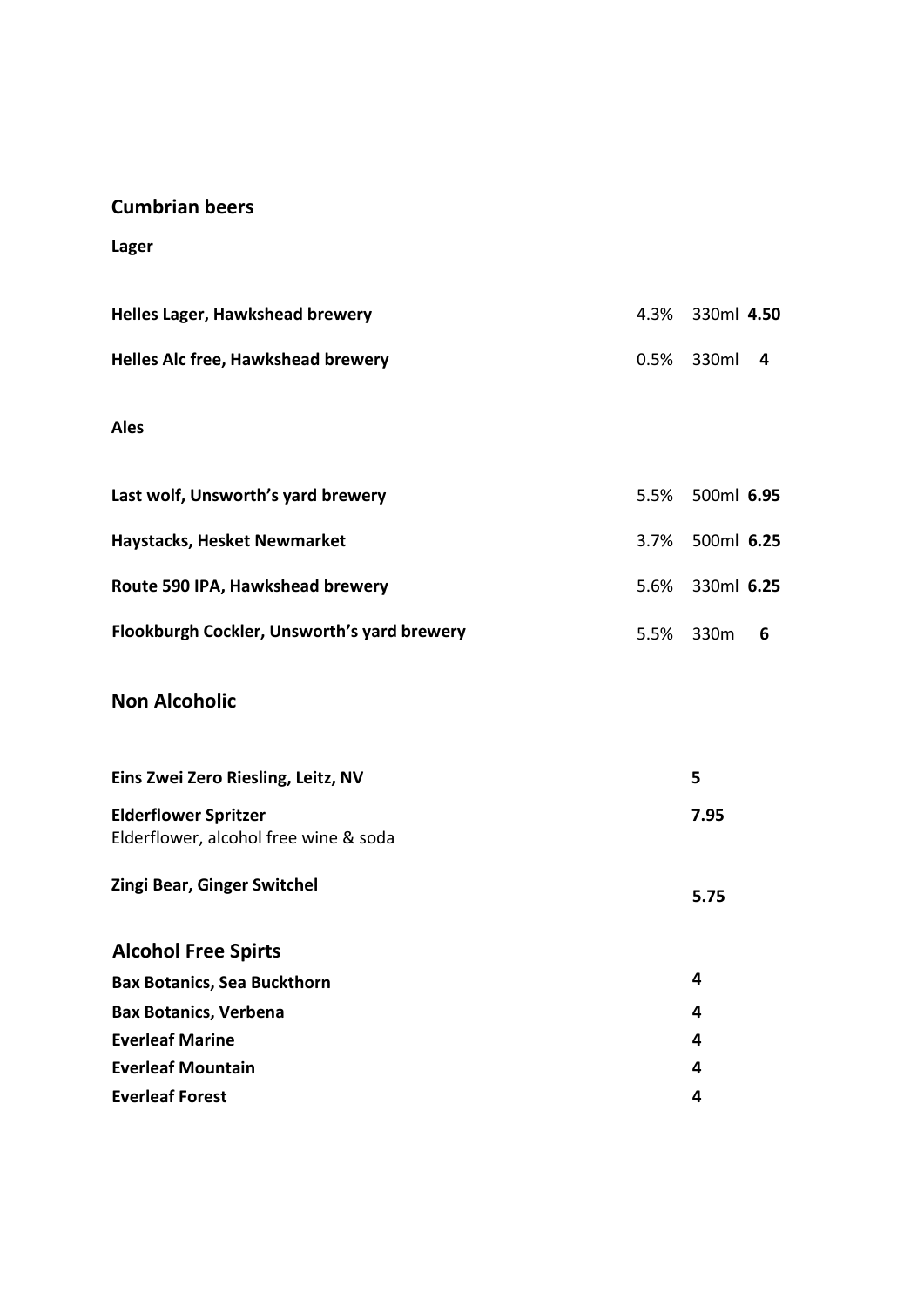## Cumbrian beers

### Lager

| | | | |
|---|---|---|---|
| **Helles Lager, Hawkshead brewery** | 4.3% | 330ml | **4.50** |
| **Helles Alc free, Hawkshead brewery** | 0.5% | 330ml | **4** |

### Ales

| | | | |
|---|---|---|---|
| **Last wolf, Unsworth's yard brewery** | 5.5% | 500ml | **6.95** |
| **Haystacks, Hesket Newmarket** | 3.7% | 500ml | **6.25** |
| **Route 590 IPA, Hawkshead brewery** | 5.6% | 330ml | **6.25** |
| **Flookburgh Cockler, Unsworth's yard brewery** | 5.5% | 330m | **6** |

## Non Alcoholic

| | |
|---|---|
| **Eins Zwei Zero Riesling, Leitz, NV** | **5** |
| **Elderflower Spritzer**<br>Elderflower, alcohol free wine & soda | **7.95** |
| **Zingi Bear, Ginger Switchel** | **5.75** |

## Alcohol Free Spirts

| | |
|---|---|
| **Bax Botanics, Sea Buckthorn** | **4** |
| **Bax Botanics, Verbena** | **4** |
| **Everleaf Marine** | **4** |
| **Everleaf Mountain** | **4** |
| **Everleaf Forest** | **4** |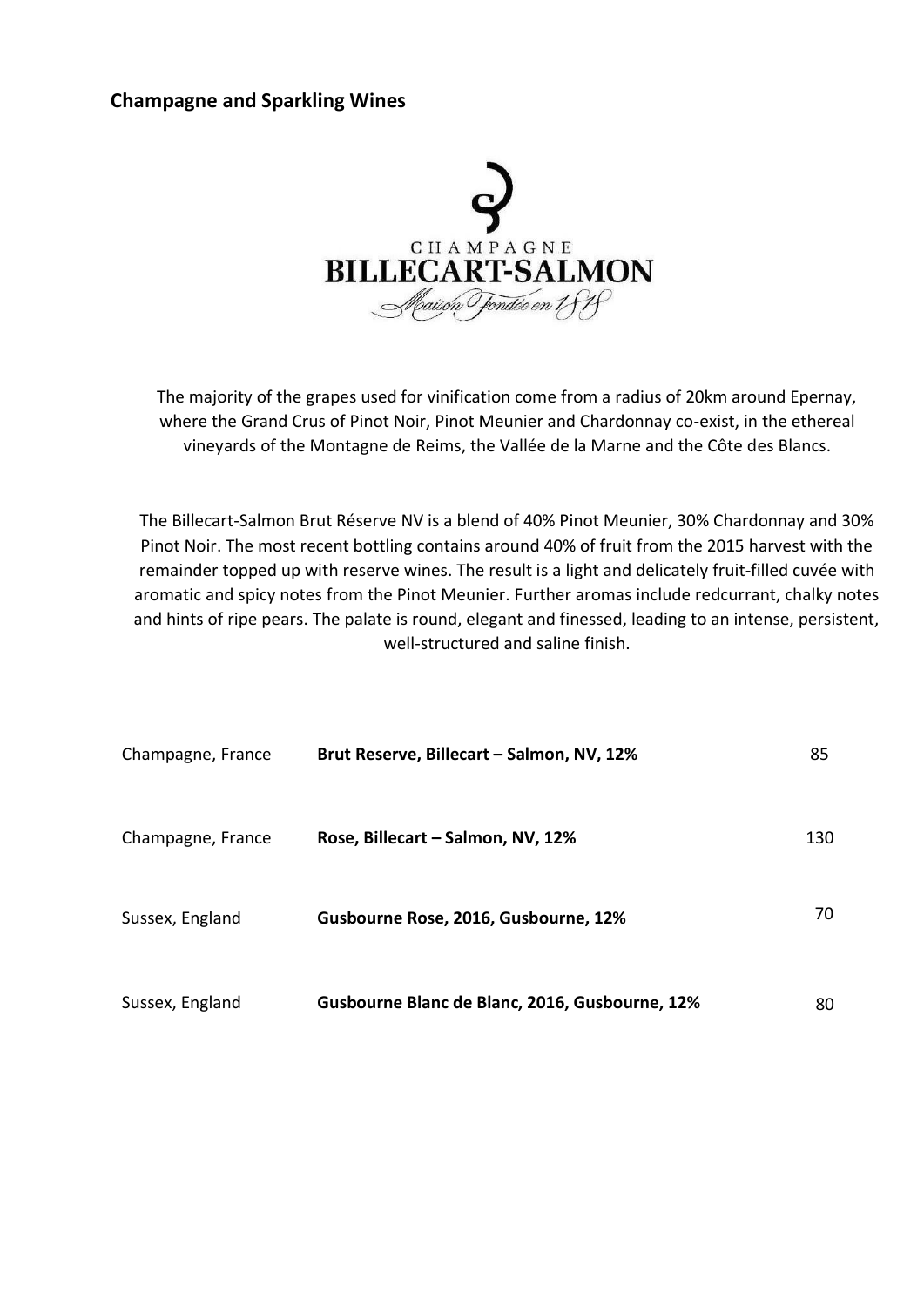## Champagne and Sparkling Wines

CHAMPAGNE
BILLECART-SALMON
Maison fondée en 1818

The majority of the grapes used for vinification come from a radius of 20km around Epernay, where the Grand Crus of Pinot Noir, Pinot Meunier and Chardonnay co-exist, in the ethereal vineyards of the Montagne de Reims, the Vallée de la Marne and the Côte des Blancs.

The Billecart-Salmon Brut Réserve NV is a blend of 40% Pinot Meunier, 30% Chardonnay and 30% Pinot Noir. The most recent bottling contains around 40% of fruit from the 2015 harvest with the remainder topped up with reserve wines. The result is a light and delicately fruit-filled cuvée with aromatic and spicy notes from the Pinot Meunier. Further aromas include redcurrant, chalky notes and hints of ripe pears. The palate is round, elegant and finessed, leading to an intense, persistent, well-structured and saline finish.

| | | |
|---|---|---|
| Champagne, France | **Brut Reserve, Billecart – Salmon, NV, 12%** | 85 |
| Champagne, France | **Rose, Billecart – Salmon, NV, 12%** | 130 |
| Sussex, England | **Gusbourne Rose, 2016, Gusbourne, 12%** | 70 |
| Sussex, England | **Gusbourne Blanc de Blanc, 2016, Gusbourne, 12%** | 80 |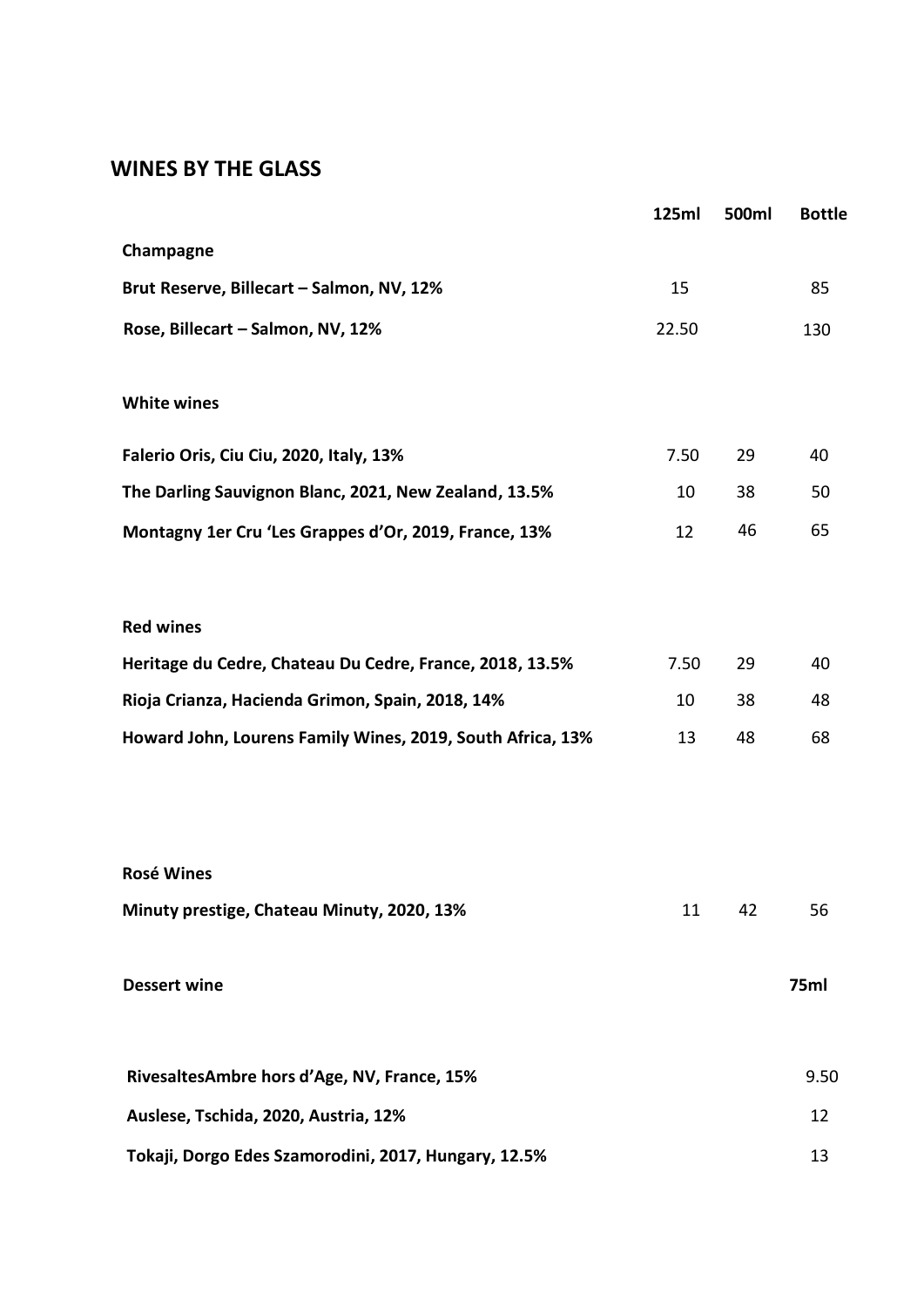## WINES BY THE GLASS

| | 125ml | 500ml | Bottle |
|---|---|---|---|
| **Champagne** | | | |
| **Brut Reserve, Billecart – Salmon, NV, 12%** | 15 | | 85 |
| **Rose, Billecart – Salmon, NV, 12%** | 22.50 | | 130 |
| **White wines** | | | |
| **Falerio Oris, Ciu Ciu, 2020, Italy, 13%** | 7.50 | 29 | 40 |
| **The Darling Sauvignon Blanc, 2021, New Zealand, 13.5%** | 10 | 38 | 50 |
| **Montagny 1er Cru 'Les Grappes d'Or, 2019, France, 13%** | 12 | 46 | 65 |
| **Red wines** | | | |
| **Heritage du Cedre, Chateau Du Cedre, France, 2018, 13.5%** | 7.50 | 29 | 40 |
| **Rioja Crianza, Hacienda Grimon, Spain, 2018, 14%** | 10 | 38 | 48 |
| **Howard John, Lourens Family Wines, 2019, South Africa, 13%** | 13 | 48 | 68 |
| **Rosé Wines** | | | |
| **Minuty prestige, Chateau Minuty, 2020, 13%** | 11 | 42 | 56 |

| **Dessert wine** | **75ml** |
|---|---|
| **RivesaltesAmbre hors d'Age, NV, France, 15%** | 9.50 |
| **Auslese, Tschida, 2020, Austria, 12%** | 12 |
| **Tokaji, Dorgo Edes Szamorodini, 2017, Hungary, 12.5%** | 13 |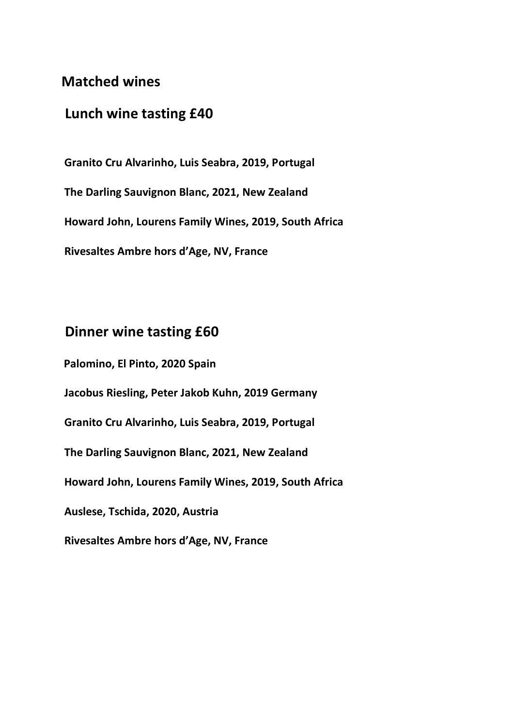## Matched wines

## Lunch wine tasting £40

**Granito Cru Alvarinho, Luis Seabra, 2019, Portugal**

**The Darling Sauvignon Blanc, 2021, New Zealand**

**Howard John, Lourens Family Wines, 2019, South Africa**

**Rivesaltes Ambre hors d'Age, NV, France**

## Dinner wine tasting £60

**Palomino, El Pinto, 2020 Spain**

**Jacobus Riesling, Peter Jakob Kuhn, 2019 Germany**

**Granito Cru Alvarinho, Luis Seabra, 2019, Portugal**

**The Darling Sauvignon Blanc, 2021, New Zealand**

**Howard John, Lourens Family Wines, 2019, South Africa**

**Auslese, Tschida, 2020, Austria**

**Rivesaltes Ambre hors d'Age, NV, France**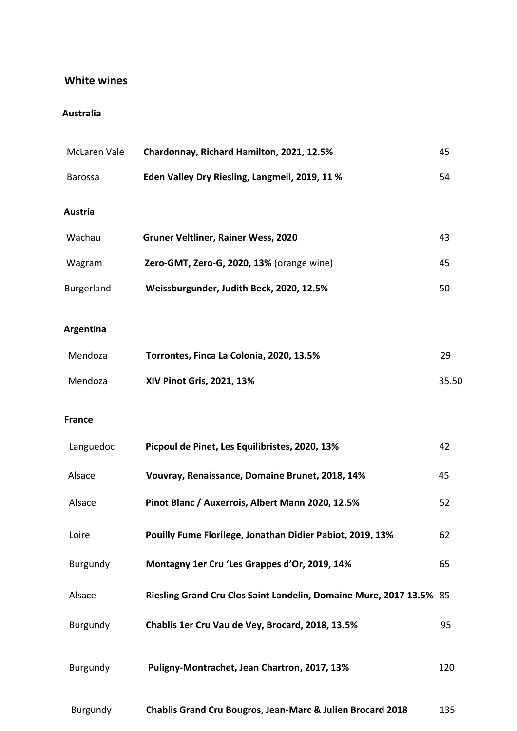## White wines

### Australia

| | | |
|---|---|---|
| McLaren Vale | **Chardonnay, Richard Hamilton, 2021, 12.5%** | 45 |
| Barossa | **Eden Valley Dry Riesling, Langmeil, 2019, 11 %** | 54 |

### Austria

| | | |
|---|---|---|
| Wachau | **Gruner Veltliner, Rainer Wess, 2020** | 43 |
| Wagram | **Zero-GMT, Zero-G, 2020, 13%** (orange wine) | 45 |
| Burgerland | **Weissburgunder, Judith Beck, 2020, 12.5%** | 50 |

### Argentina

| | | |
|---|---|---|
| Mendoza | **Torrontes, Finca La Colonia, 2020, 13.5%** | 29 |
| Mendoza | **XIV Pinot Gris, 2021, 13%** | 35.50 |

### France

| | | |
|---|---|---|
| Languedoc | **Picpoul de Pinet, Les Equilibristes, 2020, 13%** | 42 |
| Alsace | **Vouvray, Renaissance, Domaine Brunet, 2018, 14%** | 45 |
| Alsace | **Pinot Blanc / Auxerrois, Albert Mann 2020, 12.5%** | 52 |
| Loire | **Pouilly Fume Florilege, Jonathan Didier Pabiot, 2019, 13%** | 62 |
| Burgundy | **Montagny 1er Cru 'Les Grappes d'Or, 2019, 14%** | 65 |
| Alsace | **Riesling Grand Cru Clos Saint Landelin, Domaine Mure, 2017 13.5%** | 85 |
| Burgundy | **Chablis 1er Cru Vau de Vey, Brocard, 2018, 13.5%** | 95 |
| Burgundy | **Puligny-Montrachet, Jean Chartron, 2017, 13%** | 120 |
| Burgundy | **Chablis Grand Cru Bougros, Jean-Marc & Julien Brocard 2018** | 135 |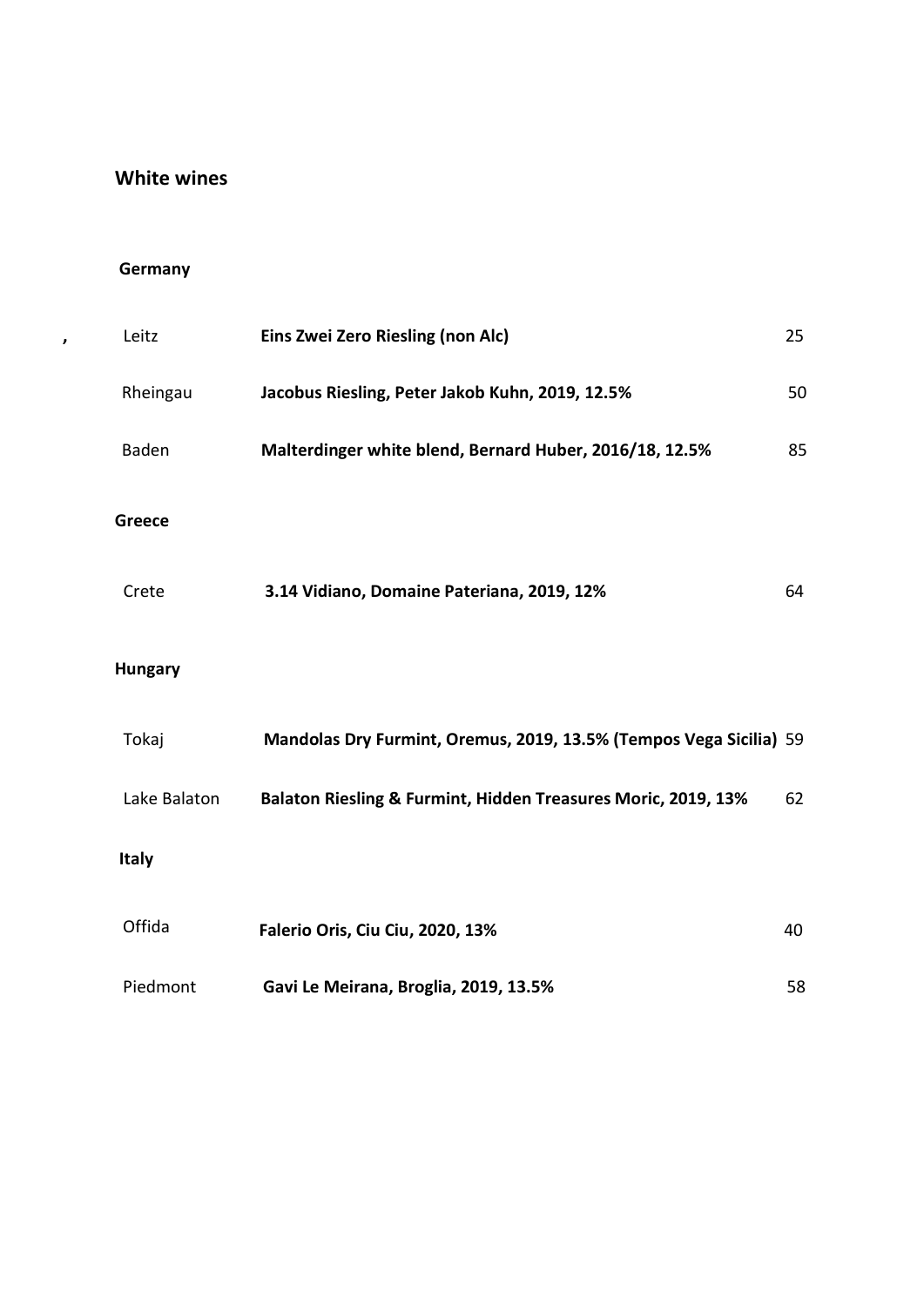## White wines

### Germany

| | | |
|---|---|---|
| Leitz | **Eins Zwei Zero Riesling (non Alc)** | 25 |
| Rheingau | **Jacobus Riesling, Peter Jakob Kuhn, 2019, 12.5%** | 50 |
| Baden | **Malterdinger white blend, Bernard Huber, 2016/18, 12.5%** | 85 |

### Greece

| | | |
|---|---|---|
| Crete | **3.14 Vidiano, Domaine Pateriana, 2019, 12%** | 64 |

### Hungary

| | | |
|---|---|---|
| Tokaj | **Mandolas Dry Furmint, Oremus, 2019, 13.5% (Tempos Vega Sicilia)** | 59 |
| Lake Balaton | **Balaton Riesling & Furmint, Hidden Treasures Moric, 2019, 13%** | 62 |

### Italy

| | | |
|---|---|---|
| Offida | **Falerio Oris, Ciu Ciu, 2020, 13%** | 40 |
| Piedmont | **Gavi Le Meirana, Broglia, 2019, 13.5%** | 58 |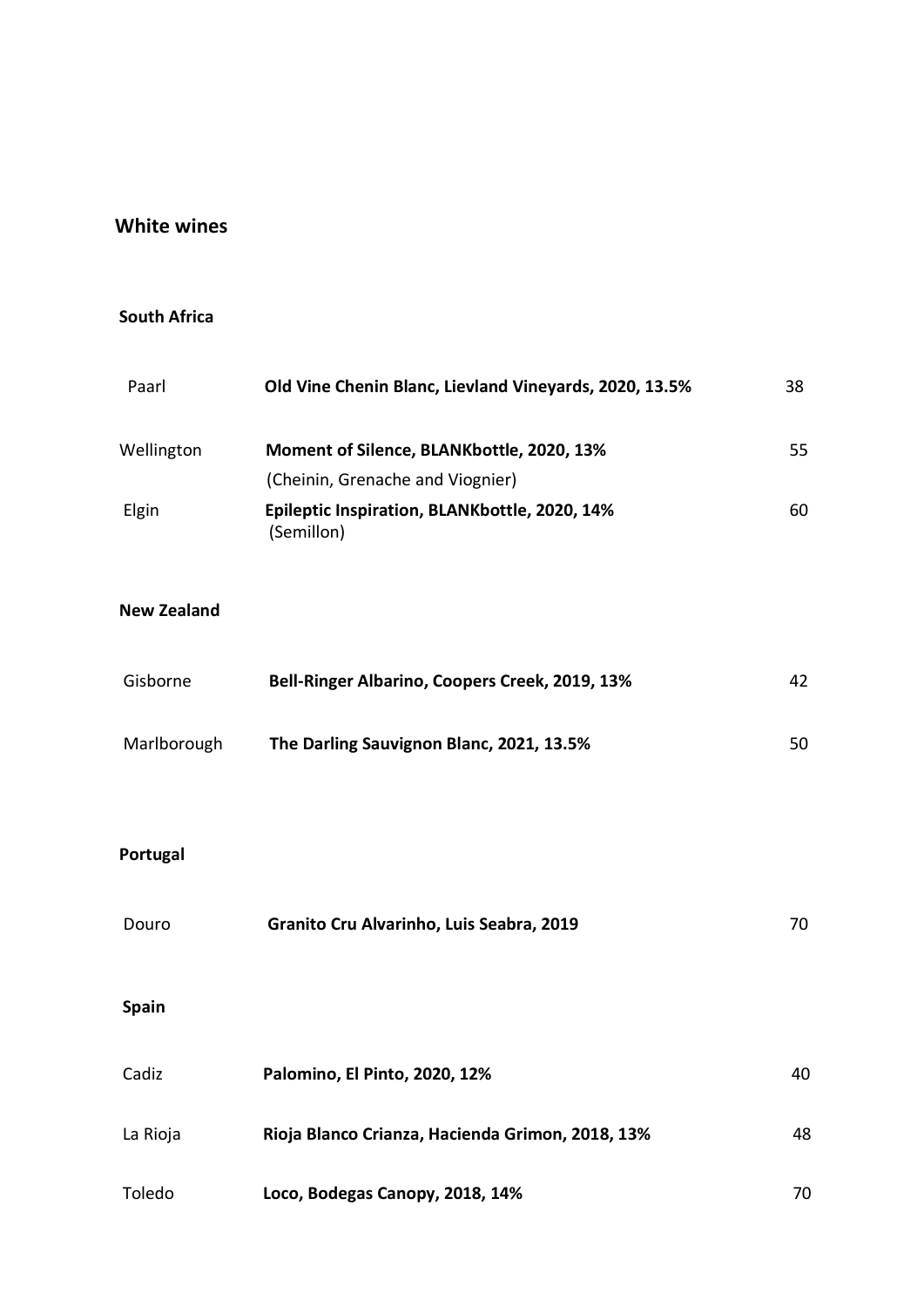## White wines

### South Africa

| | | |
|---|---|---|
| Paarl | **Old Vine Chenin Blanc, Lievland Vineyards, 2020, 13.5%** | 38 |
| Wellington | **Moment of Silence, BLANKbottle, 2020, 13%** (Cheinin, Grenache and Viognier) | 55 |
| Elgin | **Epileptic Inspiration, BLANKbottle, 2020, 14%** (Semillon) | 60 |

### New Zealand

| | | |
|---|---|---|
| Gisborne | **Bell-Ringer Albarino, Coopers Creek, 2019, 13%** | 42 |
| Marlborough | **The Darling Sauvignon Blanc, 2021, 13.5%** | 50 |

### Portugal

| | | |
|---|---|---|
| Douro | **Granito Cru Alvarinho, Luis Seabra, 2019** | 70 |

### Spain

| | | |
|---|---|---|
| Cadiz | **Palomino, El Pinto, 2020, 12%** | 40 |
| La Rioja | **Rioja Blanco Crianza, Hacienda Grimon, 2018, 13%** | 48 |
| Toledo | **Loco, Bodegas Canopy, 2018, 14%** | 70 |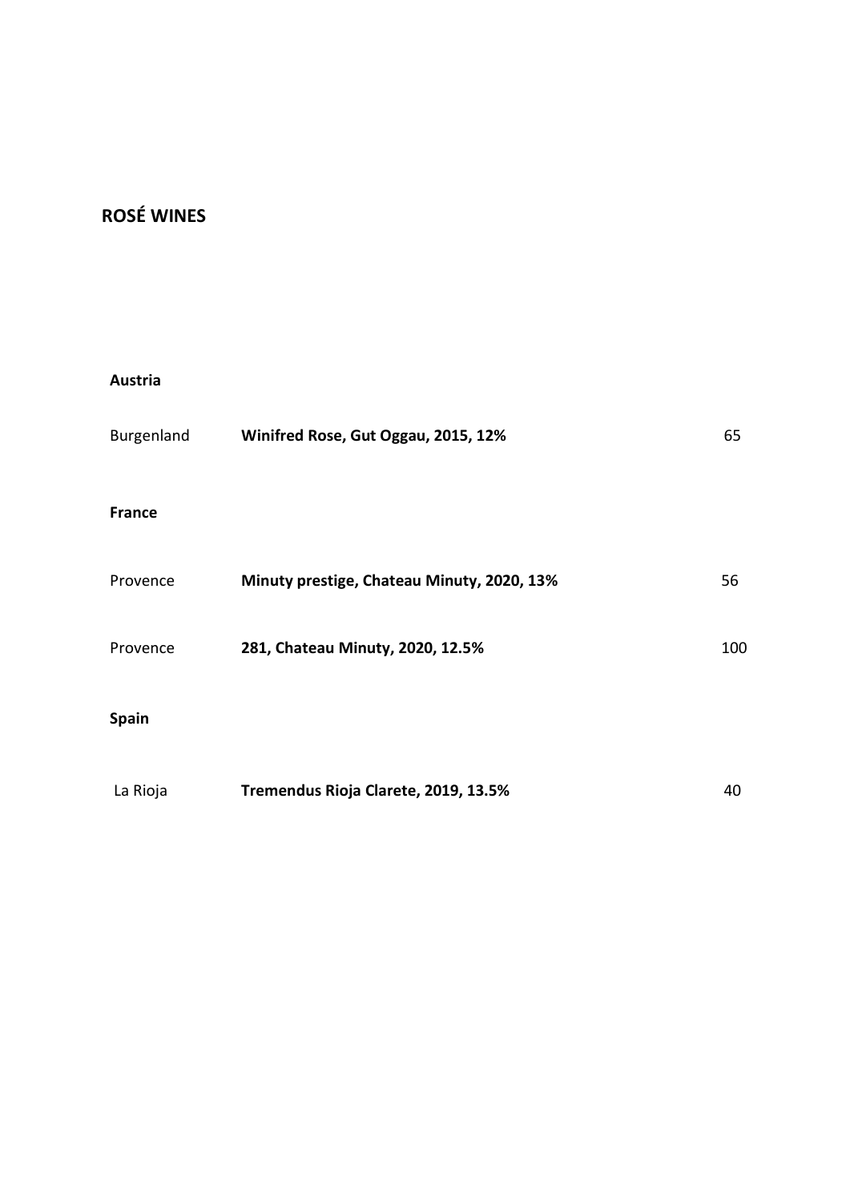# ROSÉ WINES

**Austria**

| | | |
|---|---|---|
| Burgenland | **Winifred Rose, Gut Oggau, 2015, 12%** | 65 |

**France**

| | | |
|---|---|---|
| Provence | **Minuty prestige, Chateau Minuty, 2020, 13%** | 56 |
| Provence | **281, Chateau Minuty, 2020, 12.5%** | 100 |

**Spain**

| | | |
|---|---|---|
| La Rioja | **Tremendus Rioja Clarete, 2019, 13.5%** | 40 |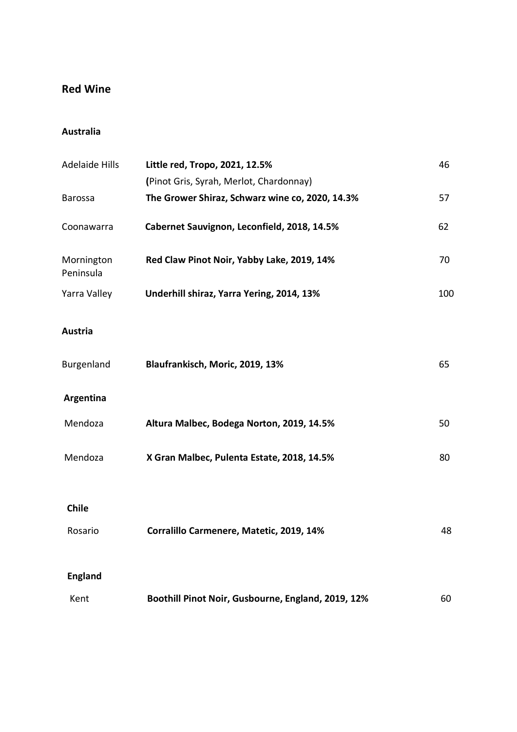## Red Wine

### Australia

| | | |
|---|---|---|
| Adelaide Hills | **Little red, Tropo, 2021, 12.5%** (Pinot Gris, Syrah, Merlot, Chardonnay) | 46 |
| Barossa | **The Grower Shiraz, Schwarz wine co, 2020, 14.3%** | 57 |
| Coonawarra | **Cabernet Sauvignon, Leconfield, 2018, 14.5%** | 62 |
| Mornington Peninsula | **Red Claw Pinot Noir, Yabby Lake, 2019, 14%** | 70 |
| Yarra Valley | **Underhill shiraz, Yarra Yering, 2014, 13%** | 100 |

### Austria

| | | |
|---|---|---|
| Burgenland | **Blaufrankisch, Moric, 2019, 13%** | 65 |

### Argentina

| | | |
|---|---|---|
| Mendoza | **Altura Malbec, Bodega Norton, 2019, 14.5%** | 50 |
| Mendoza | **X Gran Malbec, Pulenta Estate, 2018, 14.5%** | 80 |

### Chile

| | | |
|---|---|---|
| Rosario | **Corralillo Carmenere, Matetic, 2019, 14%** | 48 |

### England

| | | |
|---|---|---|
| Kent | **Boothill Pinot Noir, Gusbourne, England, 2019, 12%** | 60 |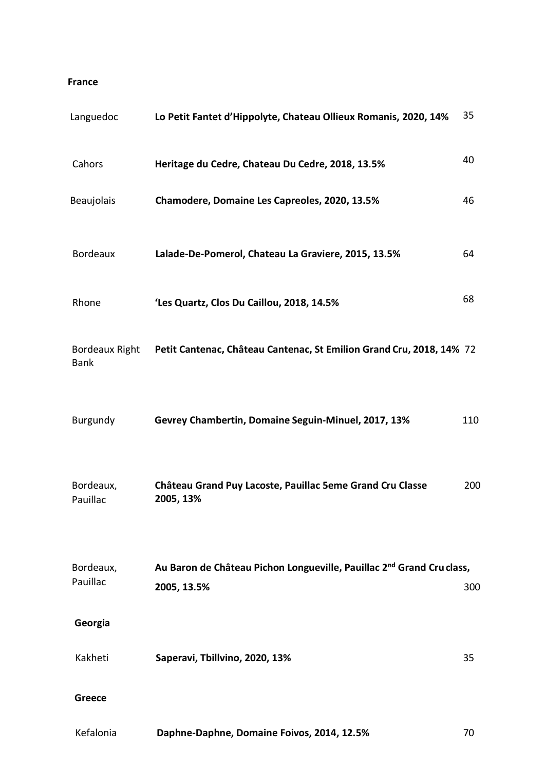**France**

| | | |
|---|---|---|
| Languedoc | **Lo Petit Fantet d'Hippolyte, Chateau Ollieux Romanis, 2020, 14%** | 35 |
| Cahors | **Heritage du Cedre, Chateau Du Cedre, 2018, 13.5%** | 40 |
| Beaujolais | **Chamodere, Domaine Les Capreoles, 2020, 13.5%** | 46 |
| Bordeaux | **Lalade-De-Pomerol, Chateau La Graviere, 2015, 13.5%** | 64 |
| Rhone | **'Les Quartz, Clos Du Caillou, 2018, 14.5%** | 68 |
| Bordeaux Right Bank | **Petit Cantenac, Château Cantenac, St Emilion Grand Cru, 2018, 14%** | 72 |
| Burgundy | **Gevrey Chambertin, Domaine Seguin-Minuel, 2017, 13%** | 110 |
| Bordeaux, Pauillac | **Château Grand Puy Lacoste, Pauillac 5eme Grand Cru Classe 2005, 13%** | 200 |
| Bordeaux, Pauillac | **Au Baron de Château Pichon Longueville, Pauillac 2nd Grand Cru class, 2005, 13.5%** | 300 |

**Georgia**

| | | |
|---|---|---|
| Kakheti | **Saperavi, Tbillvino, 2020, 13%** | 35 |

**Greece**

| | | |
|---|---|---|
| Kefalonia | **Daphne-Daphne, Domaine Foivos, 2014, 12.5%** | 70 |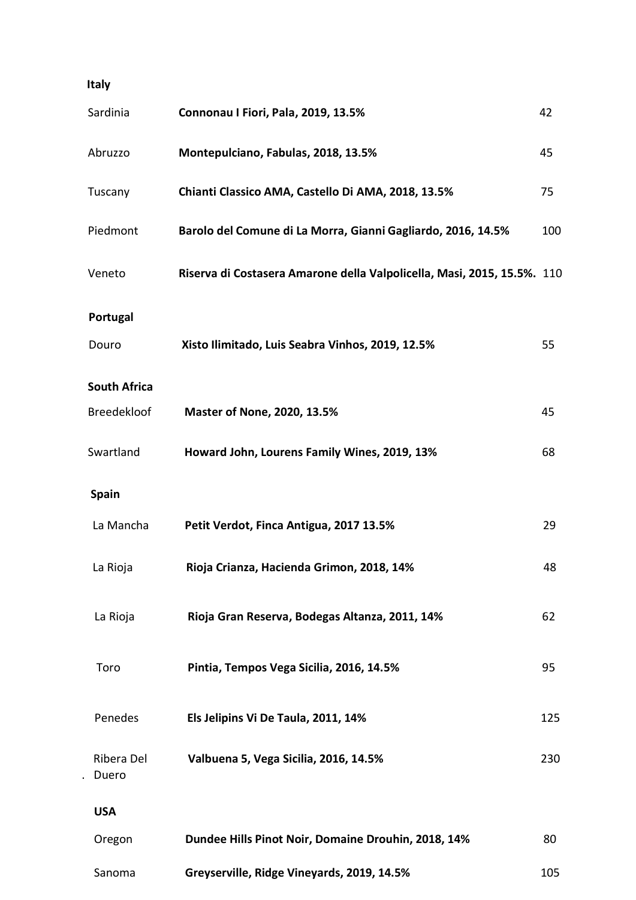## Italy

| | | |
|---|---|---|
| Sardinia | **Connonau I Fiori, Pala, 2019, 13.5%** | 42 |
| Abruzzo | **Montepulciano, Fabulas, 2018, 13.5%** | 45 |
| Tuscany | **Chianti Classico AMA, Castello Di AMA, 2018, 13.5%** | 75 |
| Piedmont | **Barolo del Comune di La Morra, Gianni Gagliardo, 2016, 14.5%** | 100 |
| Veneto | **Riserva di Costasera Amarone della Valpolicella, Masi, 2015, 15.5%.** | 110 |

## Portugal

| | | |
|---|---|---|
| Douro | **Xisto Ilimitado, Luis Seabra Vinhos, 2019, 12.5%** | 55 |

## South Africa

| | | |
|---|---|---|
| Breedekloof | **Master of None, 2020, 13.5%** | 45 |
| Swartland | **Howard John, Lourens Family Wines, 2019, 13%** | 68 |

## Spain

| | | |
|---|---|---|
| La Mancha | **Petit Verdot, Finca Antigua, 2017 13.5%** | 29 |
| La Rioja | **Rioja Crianza, Hacienda Grimon, 2018, 14%** | 48 |
| La Rioja | **Rioja Gran Reserva, Bodegas Altanza, 2011, 14%** | 62 |
| Toro | **Pintia, Tempos Vega Sicilia, 2016, 14.5%** | 95 |
| Penedes | **Els Jelipins Vi De Taula, 2011, 14%** | 125 |
| Ribera Del Duero | **Valbuena 5, Vega Sicilia, 2016, 14.5%** | 230 |

## USA

| | | |
|---|---|---|
| Oregon | **Dundee Hills Pinot Noir, Domaine Drouhin, 2018, 14%** | 80 |
| Sanoma | **Greyserville, Ridge Vineyards, 2019, 14.5%** | 105 |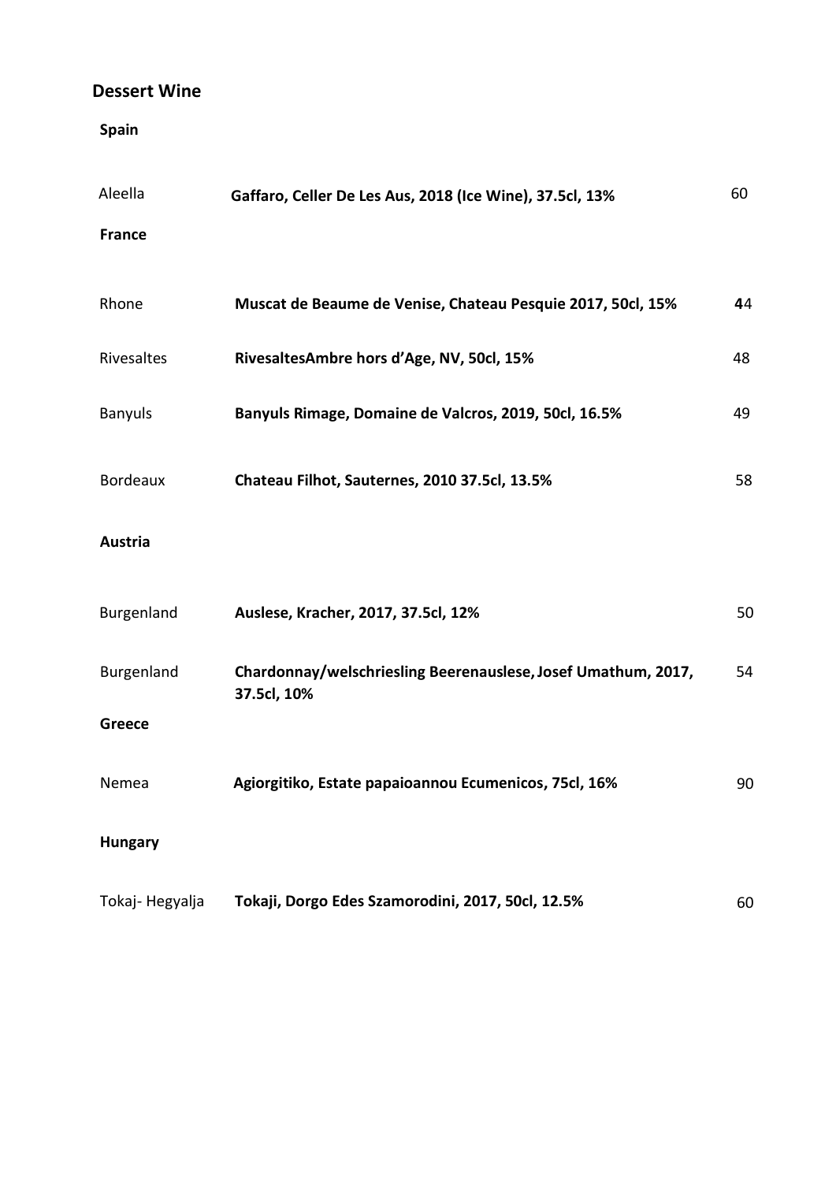## Dessert Wine

### Spain

| | | |
|---|---|---|
| Aleella | **Gaffaro, Celler De Les Aus, 2018 (Ice Wine), 37.5cl, 13%** | 60 |

### France

| | | |
|---|---|---|
| Rhone | **Muscat de Beaume de Venise, Chateau Pesquie 2017, 50cl, 15%** | 44 |
| Rivesaltes | **RivesaltesAmbre hors d'Age, NV, 50cl, 15%** | 48 |
| Banyuls | **Banyuls Rimage, Domaine de Valcros, 2019, 50cl, 16.5%** | 49 |
| Bordeaux | **Chateau Filhot, Sauternes, 2010 37.5cl, 13.5%** | 58 |

### Austria

| | | |
|---|---|---|
| Burgenland | **Auslese, Kracher, 2017, 37.5cl, 12%** | 50 |
| Burgenland | **Chardonnay/welschriesling Beerenauslese, Josef Umathum, 2017, 37.5cl, 10%** | 54 |

### Greece

| | | |
|---|---|---|
| Nemea | **Agiorgitiko, Estate papaioannou Ecumenicos, 75cl, 16%** | 90 |

### Hungary

| | | |
|---|---|---|
| Tokaj- Hegyalja | **Tokaji, Dorgo Edes Szamorodini, 2017, 50cl, 12.5%** | 60 |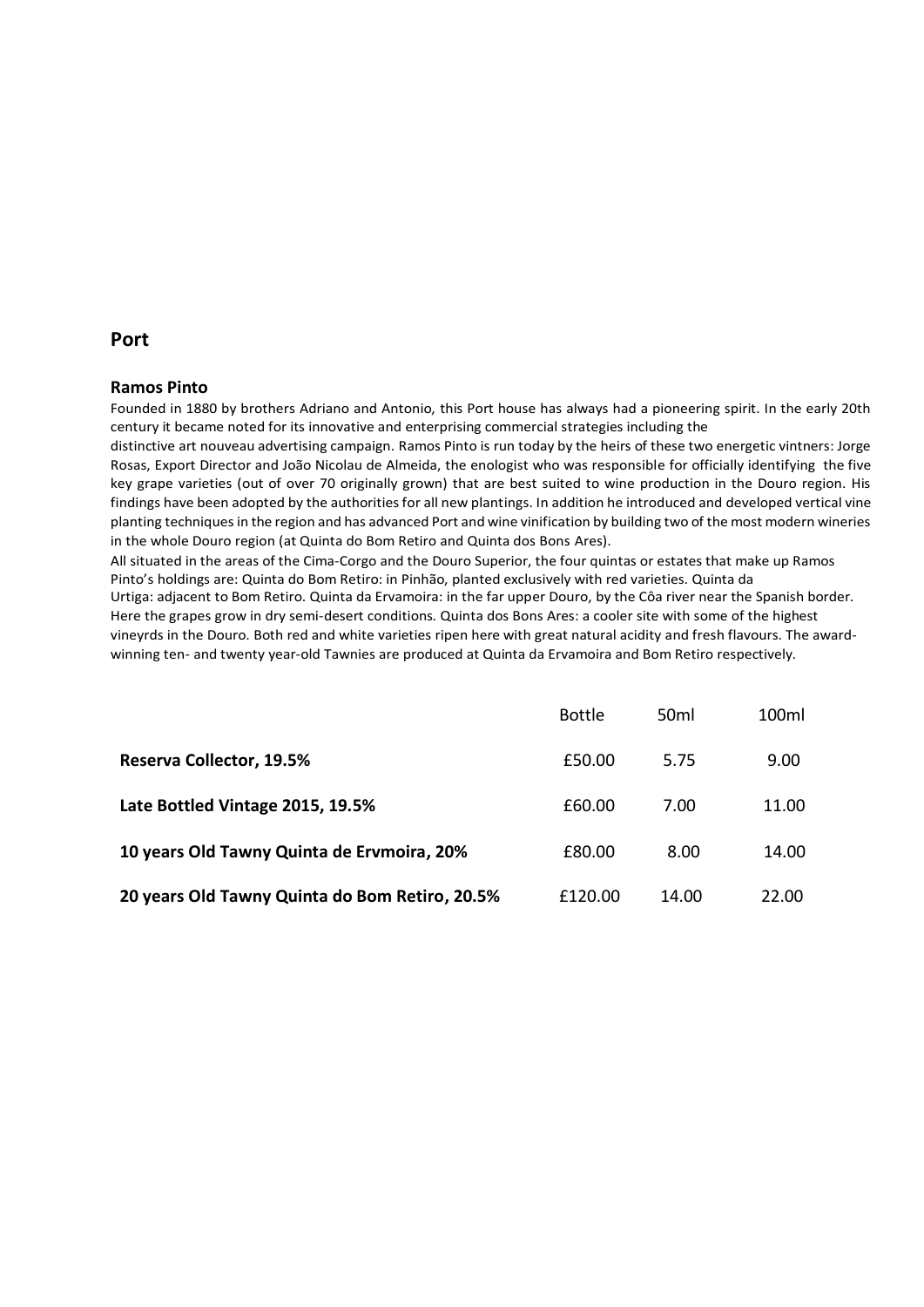## Port

### Ramos Pinto

Founded in 1880 by brothers Adriano and Antonio, this Port house has always had a pioneering spirit. In the early 20th century it became noted for its innovative and enterprising commercial strategies including the distinctive art nouveau advertising campaign. Ramos Pinto is run today by the heirs of these two energetic vintners: Jorge Rosas, Export Director and João Nicolau de Almeida, the enologist who was responsible for officially identifying the five key grape varieties (out of over 70 originally grown) that are best suited to wine production in the Douro region. His findings have been adopted by the authorities for all new plantings. In addition he introduced and developed vertical vine planting techniques in the region and has advanced Port and wine vinification by building two of the most modern wineries in the whole Douro region (at Quinta do Bom Retiro and Quinta dos Bons Ares).

All situated in the areas of the Cima-Corgo and the Douro Superior, the four quintas or estates that make up Ramos Pinto's holdings are: Quinta do Bom Retiro: in Pinhão, planted exclusively with red varieties. Quinta da Urtiga: adjacent to Bom Retiro. Quinta da Ervamoira: in the far upper Douro, by the Côa river near the Spanish border. Here the grapes grow in dry semi-desert conditions. Quinta dos Bons Ares: a cooler site with some of the highest vineyrds in the Douro. Both red and white varieties ripen here with great natural acidity and fresh flavours. The award-winning ten- and twenty year-old Tawnies are produced at Quinta da Ervamoira and Bom Retiro respectively.

| | Bottle | 50ml | 100ml |
|---|---|---|---|
| **Reserva Collector, 19.5%** | £50.00 | 5.75 | 9.00 |
| **Late Bottled Vintage 2015, 19.5%** | £60.00 | 7.00 | 11.00 |
| **10 years Old Tawny Quinta de Ervmoira, 20%** | £80.00 | 8.00 | 14.00 |
| **20 years Old Tawny Quinta do Bom Retiro, 20.5%** | £120.00 | 14.00 | 22.00 |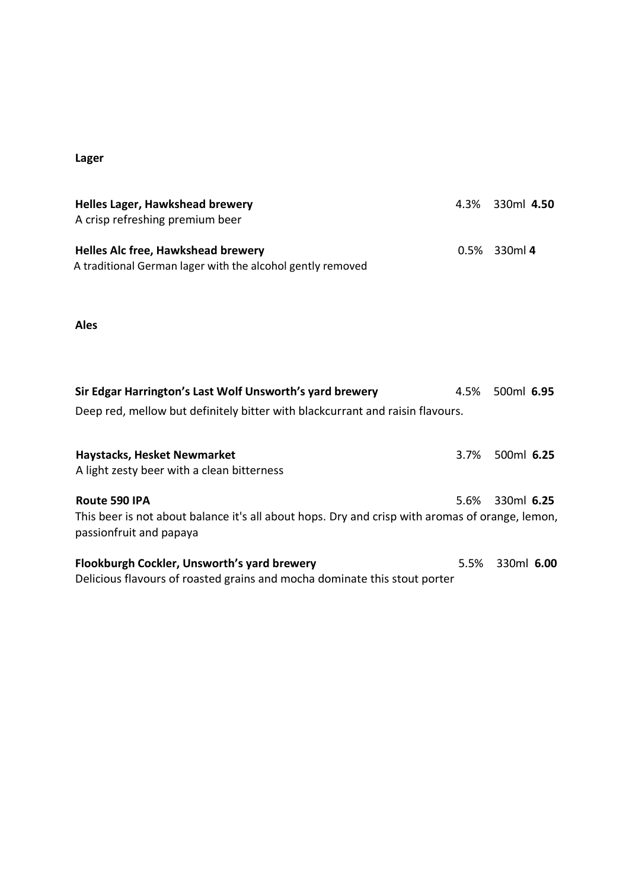## Lager

**Helles Lager, Hawkshead brewery** 4.3% 330ml **4.50**
A crisp refreshing premium beer

**Helles Alc free, Hawkshead brewery** 0.5% 330ml **4**
A traditional German lager with the alcohol gently removed

## Ales

**Sir Edgar Harrington's Last Wolf Unsworth's yard brewery** 4.5% 500ml **6.95**
Deep red, mellow but definitely bitter with blackcurrant and raisin flavours.

**Haystacks, Hesket Newmarket** 3.7% 500ml **6.25**
A light zesty beer with a clean bitterness

**Route 590 IPA** 5.6% 330ml **6.25**
This beer is not about balance it's all about hops. Dry and crisp with aromas of orange, lemon, passionfruit and papaya

**Flookburgh Cockler, Unsworth's yard brewery** 5.5% 330ml **6.00**
Delicious flavours of roasted grains and mocha dominate this stout porter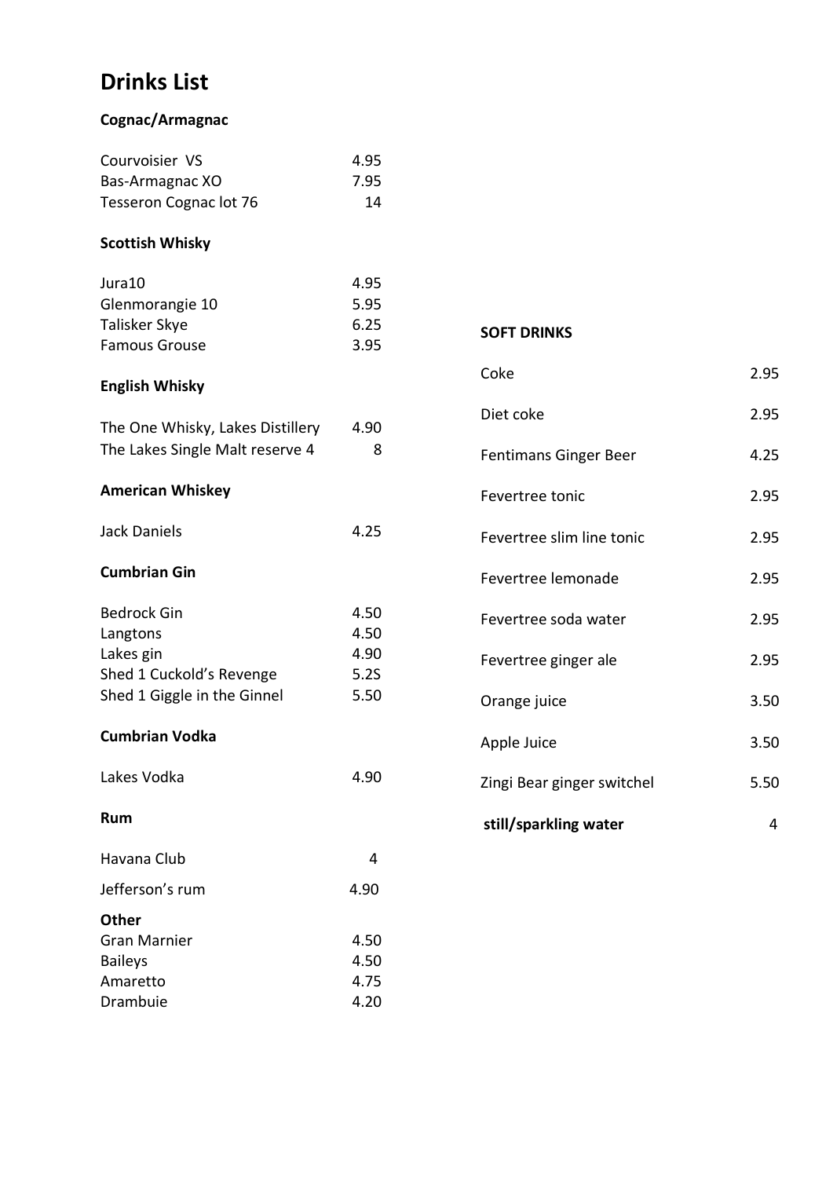# Drinks List

## Cognac/Armagnac

| | |
|---|---|
| Courvoisier VS | 4.95 |
| Bas-Armagnac XO | 7.95 |
| Tesseron Cognac lot 76 | 14 |

## Scottish Whisky

| | |
|---|---|
| Jura10 | 4.95 |
| Glenmorangie 10 | 5.95 |
| Talisker Skye | 6.25 |
| Famous Grouse | 3.95 |

## English Whisky

| | |
|---|---|
| The One Whisky, Lakes Distillery | 4.90 |
| The Lakes Single Malt reserve 4 | 8 |

## American Whiskey

| | |
|---|---|
| Jack Daniels | 4.25 |

## Cumbrian Gin

| | |
|---|---|
| Bedrock Gin | 4.50 |
| Langtons | 4.50 |
| Lakes gin | 4.90 |
| Shed 1 Cuckold's Revenge | 5.2S |
| Shed 1 Giggle in the Ginnel | 5.50 |

## Cumbrian Vodka

| | |
|---|---|
| Lakes Vodka | 4.90 |

## Rum

| | |
|---|---|
| Havana Club | 4 |
| Jefferson's rum | 4.90 |

## Other

| | |
|---|---|
| Gran Marnier | 4.50 |
| Baileys | 4.50 |
| Amaretto | 4.75 |
| Drambuie | 4.20 |

## SOFT DRINKS

| | |
|---|---|
| Coke | 2.95 |
| Diet coke | 2.95 |
| Fentimans Ginger Beer | 4.25 |
| Fevertree tonic | 2.95 |
| Fevertree slim line tonic | 2.95 |
| Fevertree lemonade | 2.95 |
| Fevertree soda water | 2.95 |
| Fevertree ginger ale | 2.95 |
| Orange juice | 3.50 |
| Apple Juice | 3.50 |
| Zingi Bear ginger switchel | 5.50 |
| **still/sparkling water** | 4 |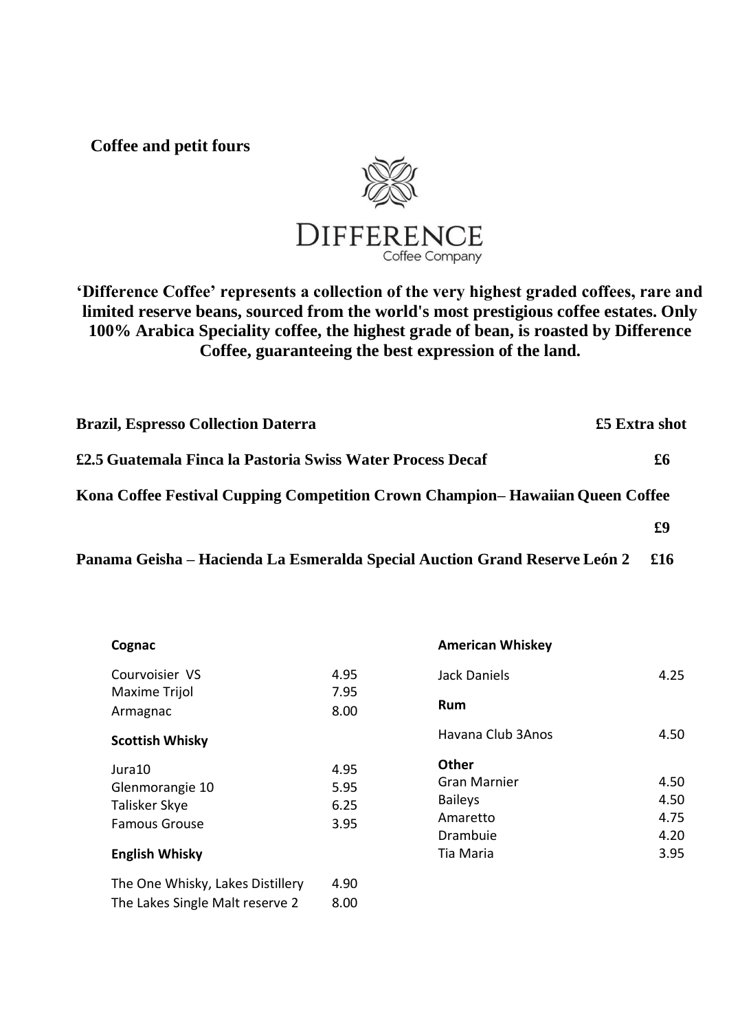**Coffee and petit fours**

DIFFERENCE
Coffee Company

**'Difference Coffee' represents a collection of the very highest graded coffees, rare and limited reserve beans, sourced from the world's most prestigious coffee estates. Only 100% Arabica Speciality coffee, the highest grade of bean, is roasted by Difference Coffee, guaranteeing the best expression of the land.**

**Brazil, Espresso Collection Daterra £5 Extra shot**

**£2.5 Guatemala Finca la Pastoria Swiss Water Process Decaf £6**

**Kona Coffee Festival Cupping Competition Crown Champion– Hawaiian Queen Coffee**

**£9**

**Panama Geisha – Hacienda La Esmeralda Special Auction Grand Reserve León 2 £16**

**Cognac**

| | |
|---|---|
| Courvoisier VS | 4.95 |
| Maxime Trijol | 7.95 |
| Armagnac | 8.00 |

**Scottish Whisky**

| | |
|---|---|
| Jura10 | 4.95 |
| Glenmorangie 10 | 5.95 |
| Talisker Skye | 6.25 |
| Famous Grouse | 3.95 |

**English Whisky**

| | |
|---|---|
| The One Whisky, Lakes Distillery | 4.90 |
| The Lakes Single Malt reserve 2 | 8.00 |

**American Whiskey**

| | |
|---|---|
| Jack Daniels | 4.25 |

**Rum**

| | |
|---|---|
| Havana Club 3Anos | 4.50 |

**Other**

| | |
|---|---|
| Gran Marnier | 4.50 |
| Baileys | 4.50 |
| Amaretto | 4.75 |
| Drambuie | 4.20 |
| Tia Maria | 3.95 |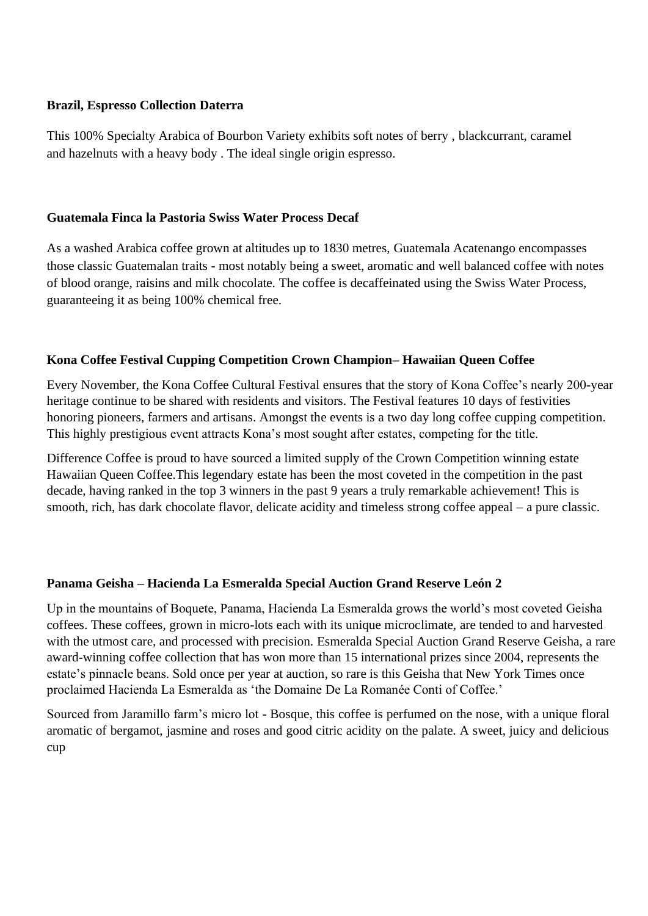**Brazil, Espresso Collection Daterra**

This 100% Specialty Arabica of Bourbon Variety exhibits soft notes of berry , blackcurrant, caramel and hazelnuts with a heavy body . The ideal single origin espresso.

**Guatemala Finca la Pastoria Swiss Water Process Decaf**

As a washed Arabica coffee grown at altitudes up to 1830 metres, Guatemala Acatenango encompasses those classic Guatemalan traits - most notably being a sweet, aromatic and well balanced coffee with notes of blood orange, raisins and milk chocolate. The coffee is decaffeinated using the Swiss Water Process, guaranteeing it as being 100% chemical free.

**Kona Coffee Festival Cupping Competition Crown Champion– Hawaiian Queen Coffee**

Every November, the Kona Coffee Cultural Festival ensures that the story of Kona Coffee's nearly 200-year heritage continue to be shared with residents and visitors. The Festival features 10 days of festivities honoring pioneers, farmers and artisans. Amongst the events is a two day long coffee cupping competition. This highly prestigious event attracts Kona's most sought after estates, competing for the title.

Difference Coffee is proud to have sourced a limited supply of the Crown Competition winning estate Hawaiian Queen Coffee.This legendary estate has been the most coveted in the competition in the past decade, having ranked in the top 3 winners in the past 9 years a truly remarkable achievement! This is smooth, rich, has dark chocolate flavor, delicate acidity and timeless strong coffee appeal – a pure classic.

**Panama Geisha – Hacienda La Esmeralda Special Auction Grand Reserve León 2**

Up in the mountains of Boquete, Panama, Hacienda La Esmeralda grows the world's most coveted Geisha coffees. These coffees, grown in micro-lots each with its unique microclimate, are tended to and harvested with the utmost care, and processed with precision. Esmeralda Special Auction Grand Reserve Geisha, a rare award-winning coffee collection that has won more than 15 international prizes since 2004, represents the estate's pinnacle beans. Sold once per year at auction, so rare is this Geisha that New York Times once proclaimed Hacienda La Esmeralda as 'the Domaine De La Romanée Conti of Coffee.'

Sourced from Jaramillo farm's micro lot - Bosque, this coffee is perfumed on the nose, with a unique floral aromatic of bergamot, jasmine and roses and good citric acidity on the palate. A sweet, juicy and delicious cup